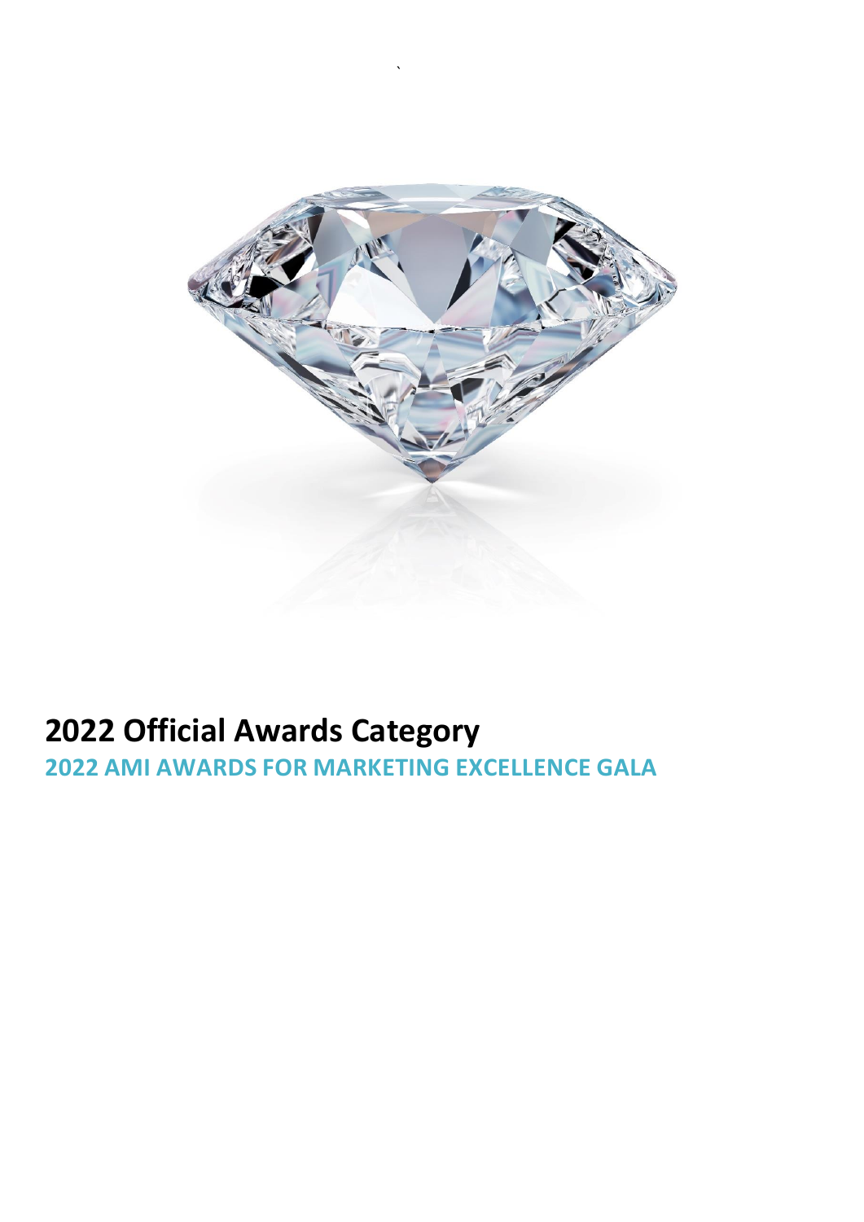# 2022 Official Awards Category

## 2022 AMI AWARDS FOR MARKETING EXCELLENCE GALA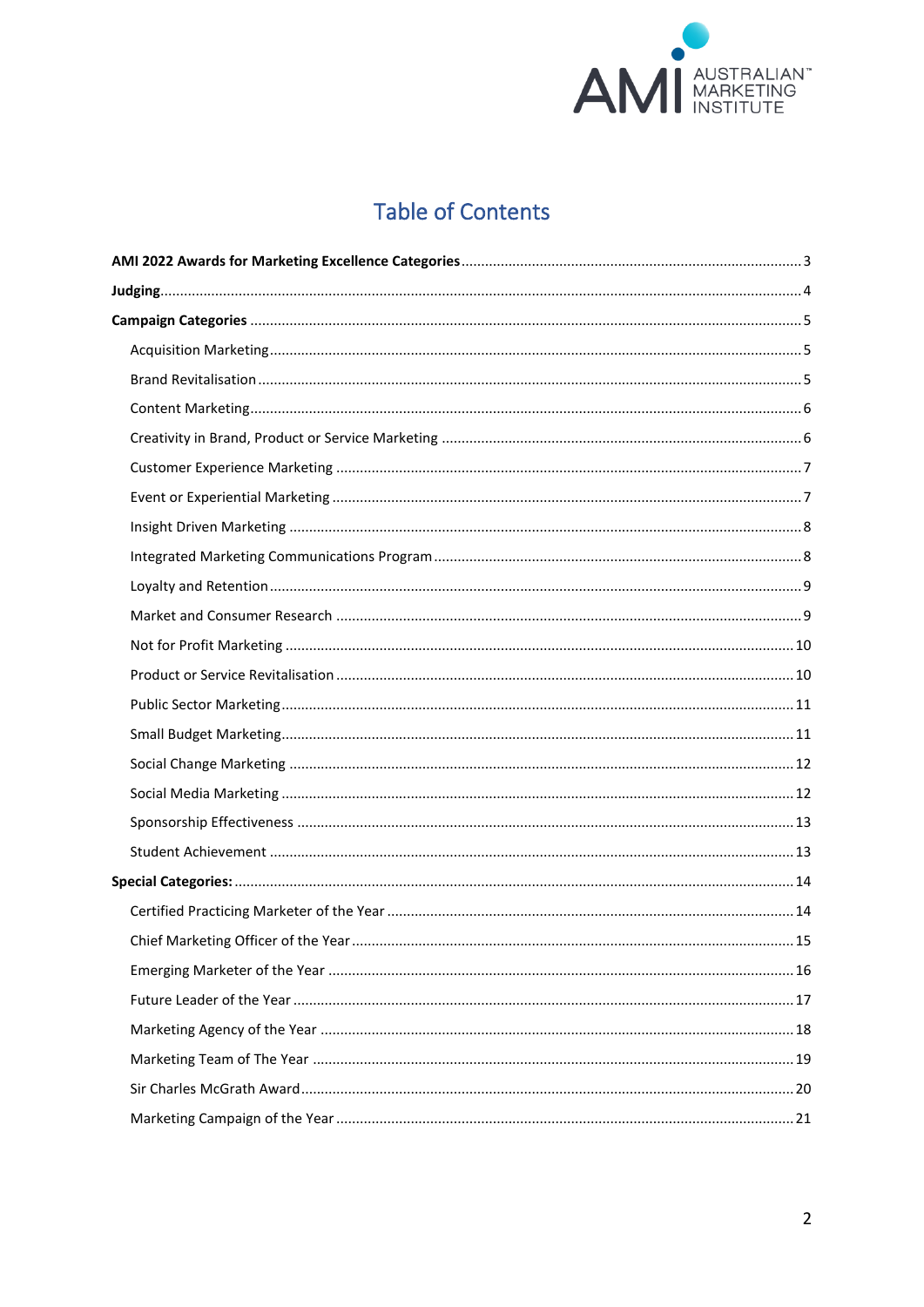# Table of Contents

**AMI 2022 Awards for Marketing Excellence Categories** ........ 3

**Judging** ........ 4

**Campaign Categories** ........ 5

- Acquisition Marketing ........ 5
- Brand Revitalisation ........ 5
- Content Marketing ........ 6
- Creativity in Brand, Product or Service Marketing ........ 6
- Customer Experience Marketing ........ 7
- Event or Experiential Marketing ........ 7
- Insight Driven Marketing ........ 8
- Integrated Marketing Communications Program ........ 8
- Loyalty and Retention ........ 9
- Market and Consumer Research ........ 9
- Not for Profit Marketing ........ 10
- Product or Service Revitalisation ........ 10
- Public Sector Marketing ........ 11
- Small Budget Marketing ........ 11
- Social Change Marketing ........ 12
- Social Media Marketing ........ 12
- Sponsorship Effectiveness ........ 13
- Student Achievement ........ 13

**Special Categories:** ........ 14

- Certified Practicing Marketer of the Year ........ 14
- Chief Marketing Officer of the Year ........ 15
- Emerging Marketer of the Year ........ 16
- Future Leader of the Year ........ 17
- Marketing Agency of the Year ........ 18
- Marketing Team of The Year ........ 19
- Sir Charles McGrath Award ........ 20
- Marketing Campaign of the Year ........ 21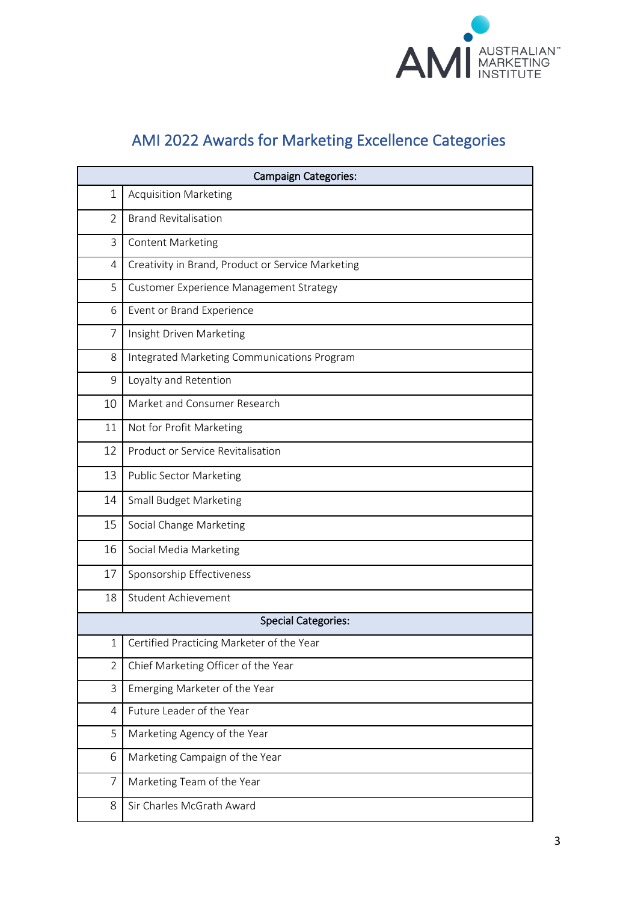# AMI 2022 Awards for Marketing Excellence Categories

| | Campaign Categories: |
|---|---|
| 1 | Acquisition Marketing |
| 2 | Brand Revitalisation |
| 3 | Content Marketing |
| 4 | Creativity in Brand, Product or Service Marketing |
| 5 | Customer Experience Management Strategy |
| 6 | Event or Brand Experience |
| 7 | Insight Driven Marketing |
| 8 | Integrated Marketing Communications Program |
| 9 | Loyalty and Retention |
| 10 | Market and Consumer Research |
| 11 | Not for Profit Marketing |
| 12 | Product or Service Revitalisation |
| 13 | Public Sector Marketing |
| 14 | Small Budget Marketing |
| 15 | Social Change Marketing |
| 16 | Social Media Marketing |
| 17 | Sponsorship Effectiveness |
| 18 | Student Achievement |
| | **Special Categories:** |
| 1 | Certified Practicing Marketer of the Year |
| 2 | Chief Marketing Officer of the Year |
| 3 | Emerging Marketer of the Year |
| 4 | Future Leader of the Year |
| 5 | Marketing Agency of the Year |
| 6 | Marketing Campaign of the Year |
| 7 | Marketing Team of the Year |
| 8 | Sir Charles McGrath Award |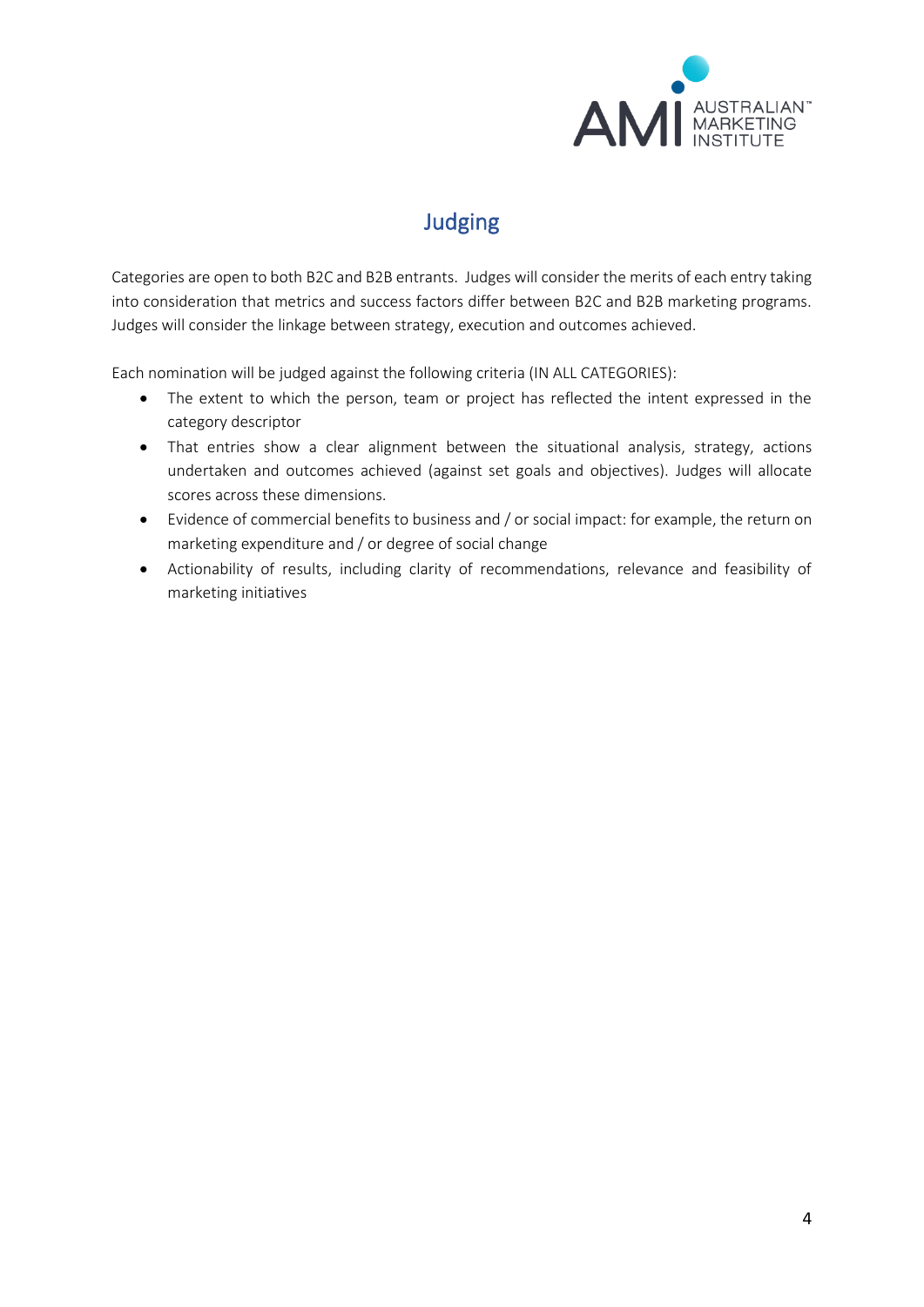# Judging

Categories are open to both B2C and B2B entrants. Judges will consider the merits of each entry taking into consideration that metrics and success factors differ between B2C and B2B marketing programs. Judges will consider the linkage between strategy, execution and outcomes achieved.

Each nomination will be judged against the following criteria (IN ALL CATEGORIES):

- The extent to which the person, team or project has reflected the intent expressed in the category descriptor
- That entries show a clear alignment between the situational analysis, strategy, actions undertaken and outcomes achieved (against set goals and objectives). Judges will allocate scores across these dimensions.
- Evidence of commercial benefits to business and / or social impact: for example, the return on marketing expenditure and / or degree of social change
- Actionability of results, including clarity of recommendations, relevance and feasibility of marketing initiatives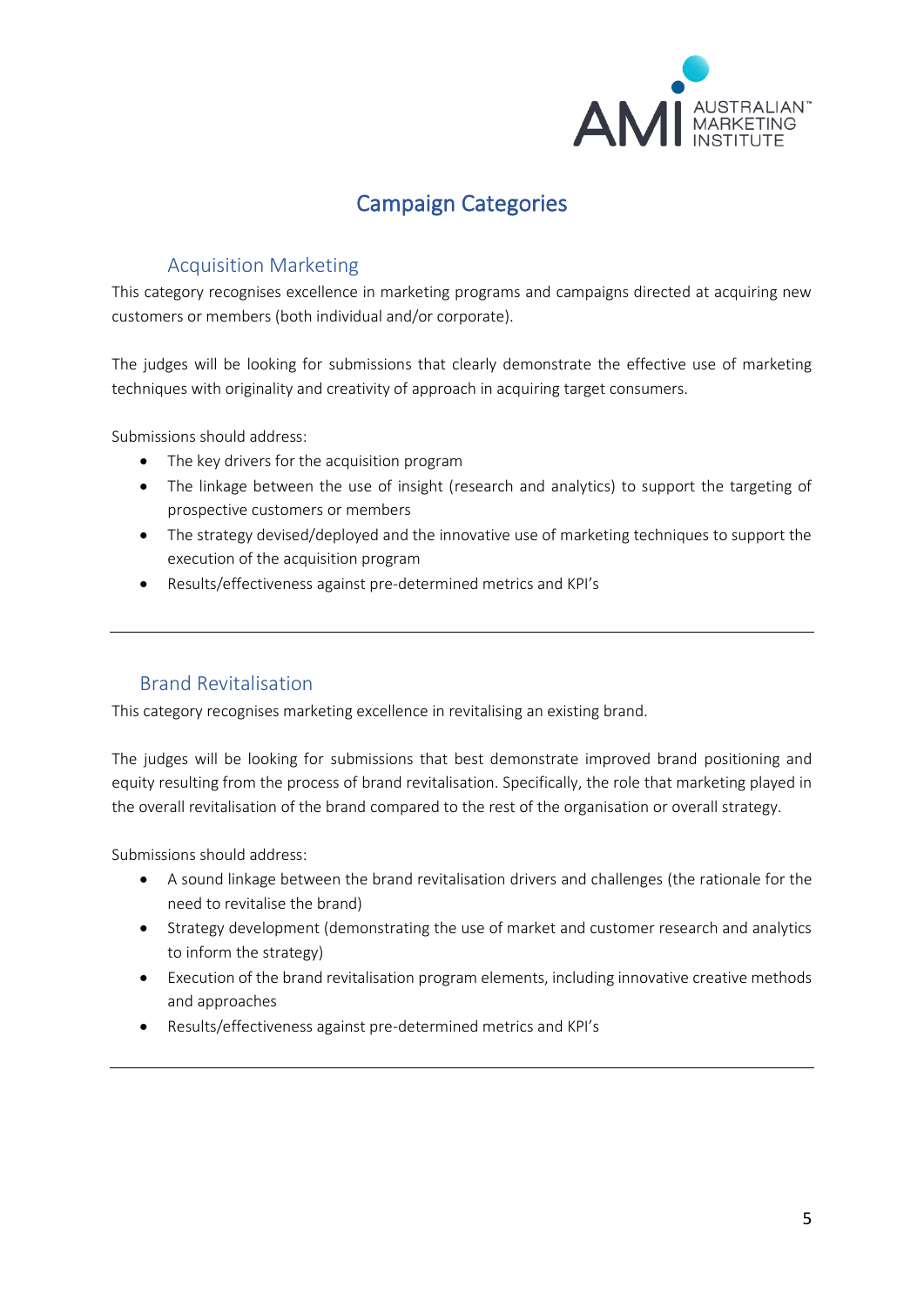# Campaign Categories

## Acquisition Marketing

This category recognises excellence in marketing programs and campaigns directed at acquiring new customers or members (both individual and/or corporate).

The judges will be looking for submissions that clearly demonstrate the effective use of marketing techniques with originality and creativity of approach in acquiring target consumers.

Submissions should address:

- The key drivers for the acquisition program
- The linkage between the use of insight (research and analytics) to support the targeting of prospective customers or members
- The strategy devised/deployed and the innovative use of marketing techniques to support the execution of the acquisition program
- Results/effectiveness against pre-determined metrics and KPI's

---

## Brand Revitalisation

This category recognises marketing excellence in revitalising an existing brand.

The judges will be looking for submissions that best demonstrate improved brand positioning and equity resulting from the process of brand revitalisation. Specifically, the role that marketing played in the overall revitalisation of the brand compared to the rest of the organisation or overall strategy.

Submissions should address:

- A sound linkage between the brand revitalisation drivers and challenges (the rationale for the need to revitalise the brand)
- Strategy development (demonstrating the use of market and customer research and analytics to inform the strategy)
- Execution of the brand revitalisation program elements, including innovative creative methods and approaches
- Results/effectiveness against pre-determined metrics and KPI's

---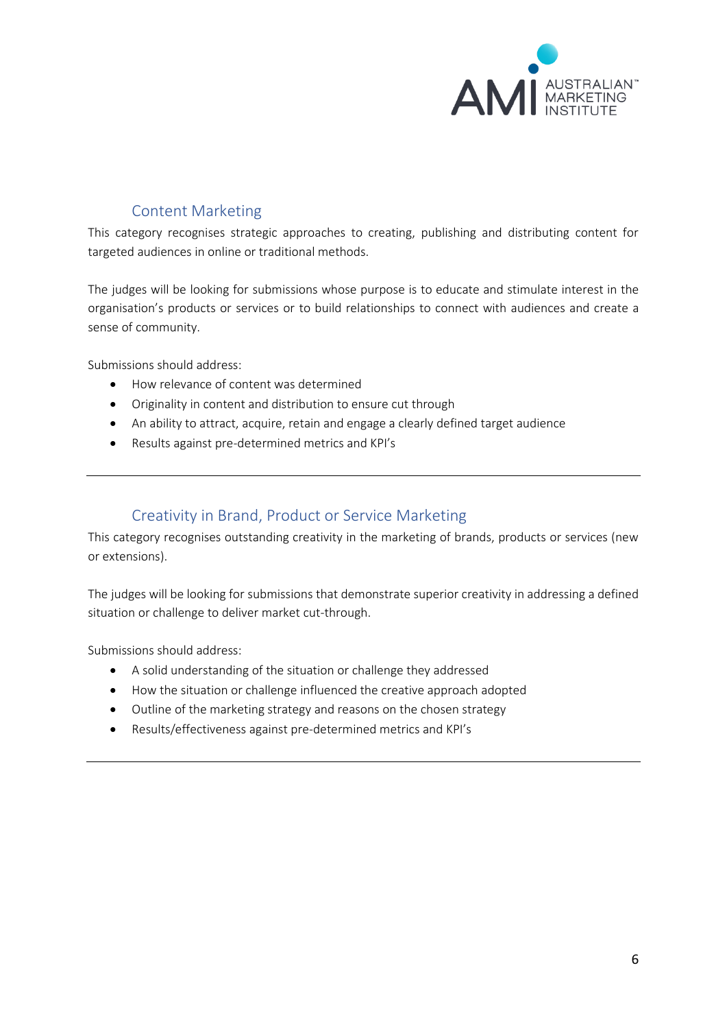## Content Marketing

This category recognises strategic approaches to creating, publishing and distributing content for targeted audiences in online or traditional methods.

The judges will be looking for submissions whose purpose is to educate and stimulate interest in the organisation's products or services or to build relationships to connect with audiences and create a sense of community.

Submissions should address:

- How relevance of content was determined
- Originality in content and distribution to ensure cut through
- An ability to attract, acquire, retain and engage a clearly defined target audience
- Results against pre-determined metrics and KPI's

---

## Creativity in Brand, Product or Service Marketing

This category recognises outstanding creativity in the marketing of brands, products or services (new or extensions).

The judges will be looking for submissions that demonstrate superior creativity in addressing a defined situation or challenge to deliver market cut-through.

Submissions should address:

- A solid understanding of the situation or challenge they addressed
- How the situation or challenge influenced the creative approach adopted
- Outline of the marketing strategy and reasons on the chosen strategy
- Results/effectiveness against pre-determined metrics and KPI's

---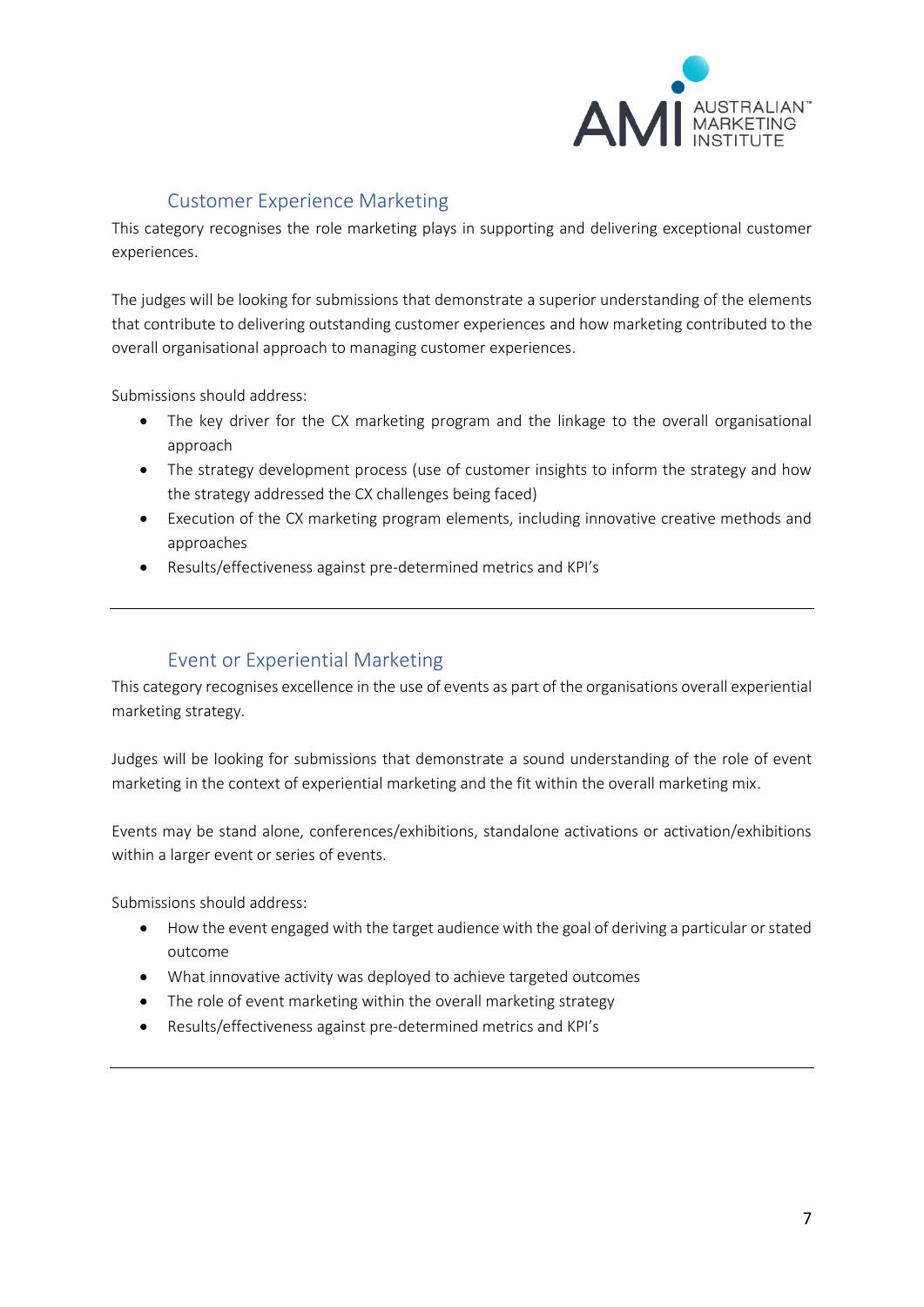## Customer Experience Marketing

This category recognises the role marketing plays in supporting and delivering exceptional customer experiences.

The judges will be looking for submissions that demonstrate a superior understanding of the elements that contribute to delivering outstanding customer experiences and how marketing contributed to the overall organisational approach to managing customer experiences.

Submissions should address:

- The key driver for the CX marketing program and the linkage to the overall organisational approach
- The strategy development process (use of customer insights to inform the strategy and how the strategy addressed the CX challenges being faced)
- Execution of the CX marketing program elements, including innovative creative methods and approaches
- Results/effectiveness against pre-determined metrics and KPI's

---

## Event or Experiential Marketing

This category recognises excellence in the use of events as part of the organisations overall experiential marketing strategy.

Judges will be looking for submissions that demonstrate a sound understanding of the role of event marketing in the context of experiential marketing and the fit within the overall marketing mix.

Events may be stand alone, conferences/exhibitions, standalone activations or activation/exhibitions within a larger event or series of events.

Submissions should address:

- How the event engaged with the target audience with the goal of deriving a particular or stated outcome
- What innovative activity was deployed to achieve targeted outcomes
- The role of event marketing within the overall marketing strategy
- Results/effectiveness against pre-determined metrics and KPI's

---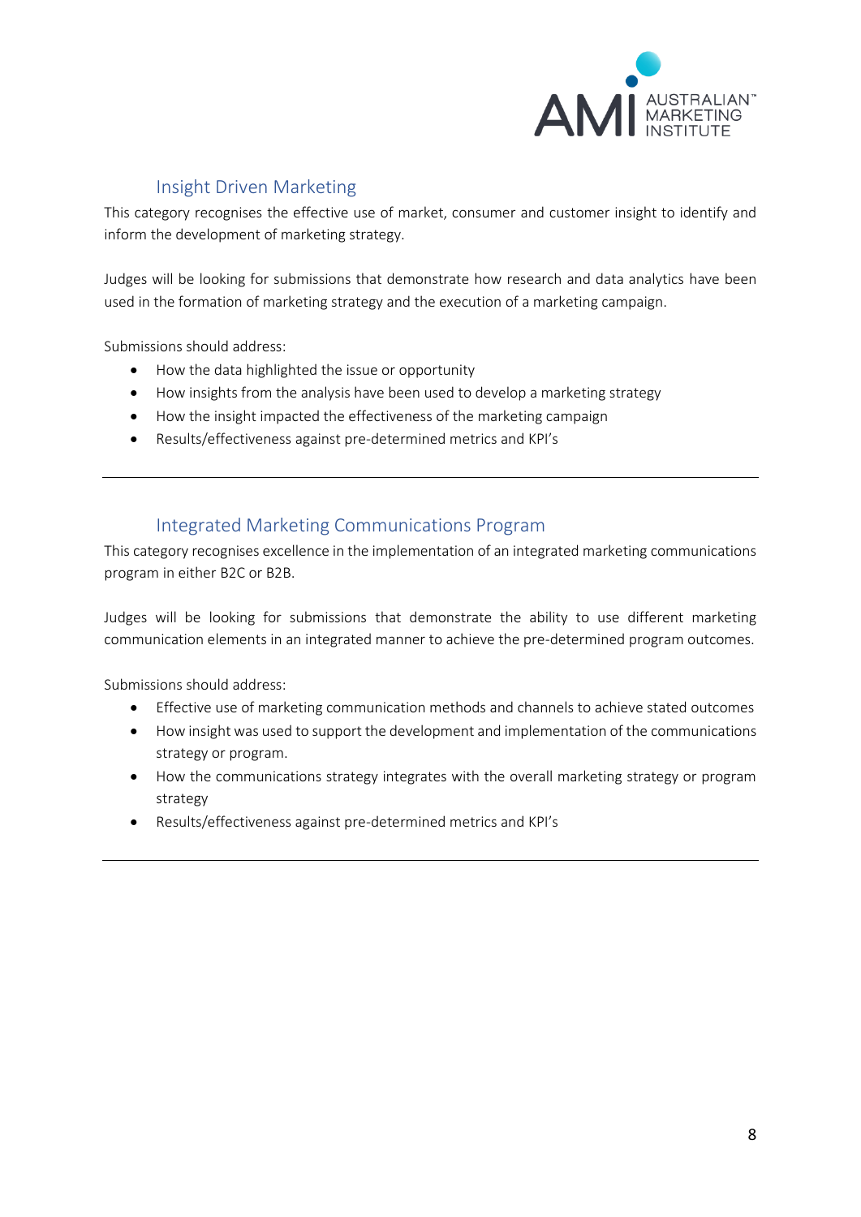## Insight Driven Marketing

This category recognises the effective use of market, consumer and customer insight to identify and inform the development of marketing strategy.

Judges will be looking for submissions that demonstrate how research and data analytics have been used in the formation of marketing strategy and the execution of a marketing campaign.

Submissions should address:

- How the data highlighted the issue or opportunity
- How insights from the analysis have been used to develop a marketing strategy
- How the insight impacted the effectiveness of the marketing campaign
- Results/effectiveness against pre-determined metrics and KPI's

---

## Integrated Marketing Communications Program

This category recognises excellence in the implementation of an integrated marketing communications program in either B2C or B2B.

Judges will be looking for submissions that demonstrate the ability to use different marketing communication elements in an integrated manner to achieve the pre-determined program outcomes.

Submissions should address:

- Effective use of marketing communication methods and channels to achieve stated outcomes
- How insight was used to support the development and implementation of the communications strategy or program.
- How the communications strategy integrates with the overall marketing strategy or program strategy
- Results/effectiveness against pre-determined metrics and KPI's

---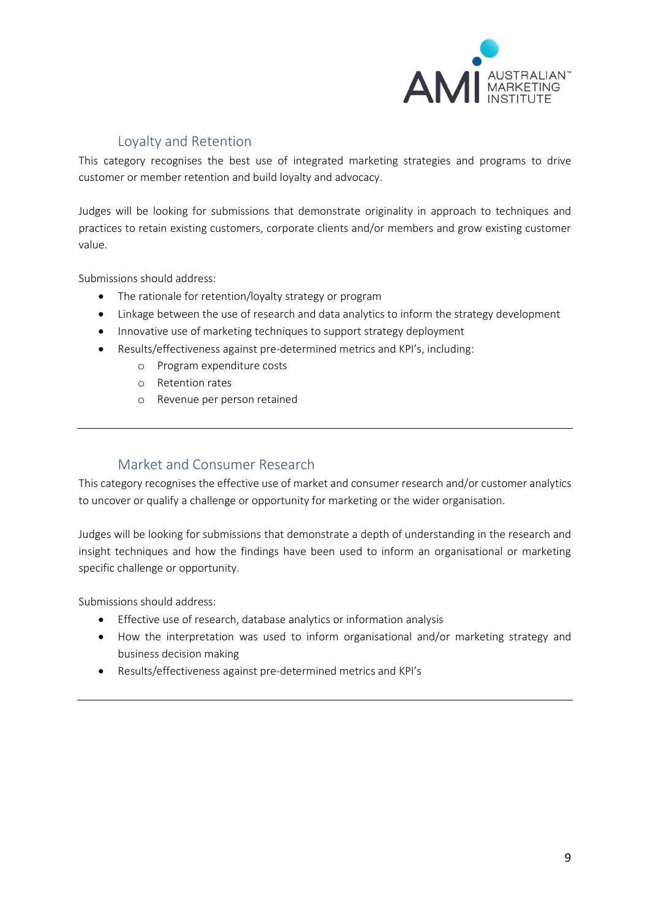## Loyalty and Retention

This category recognises the best use of integrated marketing strategies and programs to drive customer or member retention and build loyalty and advocacy.

Judges will be looking for submissions that demonstrate originality in approach to techniques and practices to retain existing customers, corporate clients and/or members and grow existing customer value.

Submissions should address:

- The rationale for retention/loyalty strategy or program
- Linkage between the use of research and data analytics to inform the strategy development
- Innovative use of marketing techniques to support strategy deployment
- Results/effectiveness against pre-determined metrics and KPI's, including:
  - Program expenditure costs
  - Retention rates
  - Revenue per person retained

---

## Market and Consumer Research

This category recognises the effective use of market and consumer research and/or customer analytics to uncover or qualify a challenge or opportunity for marketing or the wider organisation.

Judges will be looking for submissions that demonstrate a depth of understanding in the research and insight techniques and how the findings have been used to inform an organisational or marketing specific challenge or opportunity.

Submissions should address:

- Effective use of research, database analytics or information analysis
- How the interpretation was used to inform organisational and/or marketing strategy and business decision making
- Results/effectiveness against pre-determined metrics and KPI's

---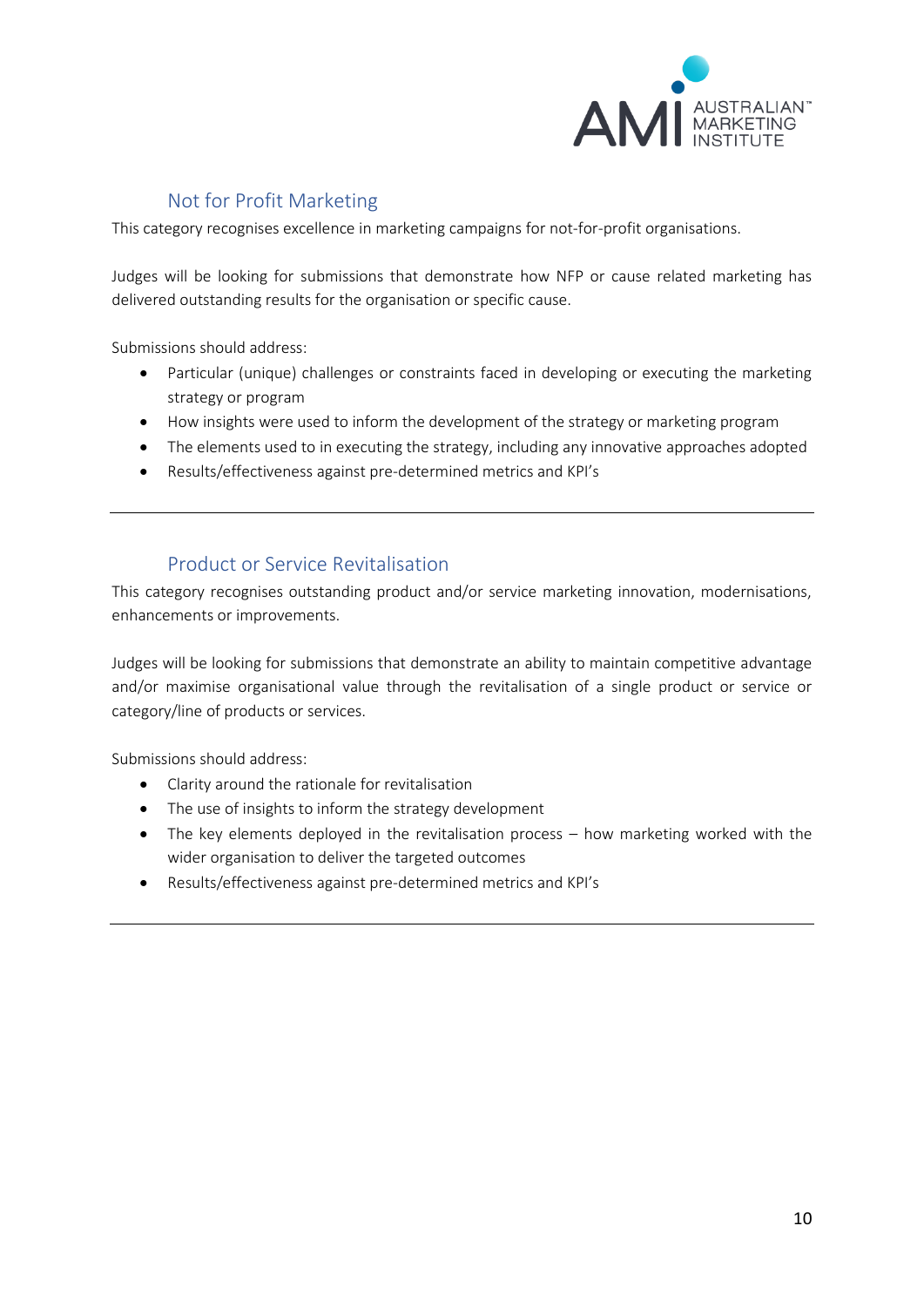## Not for Profit Marketing

This category recognises excellence in marketing campaigns for not-for-profit organisations.

Judges will be looking for submissions that demonstrate how NFP or cause related marketing has delivered outstanding results for the organisation or specific cause.

Submissions should address:

- Particular (unique) challenges or constraints faced in developing or executing the marketing strategy or program
- How insights were used to inform the development of the strategy or marketing program
- The elements used to in executing the strategy, including any innovative approaches adopted
- Results/effectiveness against pre-determined metrics and KPI's

---

## Product or Service Revitalisation

This category recognises outstanding product and/or service marketing innovation, modernisations, enhancements or improvements.

Judges will be looking for submissions that demonstrate an ability to maintain competitive advantage and/or maximise organisational value through the revitalisation of a single product or service or category/line of products or services.

Submissions should address:

- Clarity around the rationale for revitalisation
- The use of insights to inform the strategy development
- The key elements deployed in the revitalisation process – how marketing worked with the wider organisation to deliver the targeted outcomes
- Results/effectiveness against pre-determined metrics and KPI's

---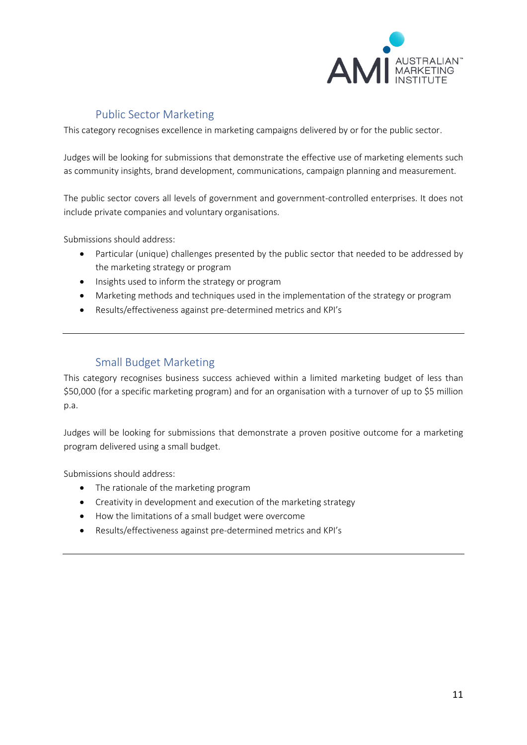## Public Sector Marketing

This category recognises excellence in marketing campaigns delivered by or for the public sector.

Judges will be looking for submissions that demonstrate the effective use of marketing elements such as community insights, brand development, communications, campaign planning and measurement.

The public sector covers all levels of government and government-controlled enterprises. It does not include private companies and voluntary organisations.

Submissions should address:

- Particular (unique) challenges presented by the public sector that needed to be addressed by the marketing strategy or program
- Insights used to inform the strategy or program
- Marketing methods and techniques used in the implementation of the strategy or program
- Results/effectiveness against pre-determined metrics and KPI's

---

## Small Budget Marketing

This category recognises business success achieved within a limited marketing budget of less than $50,000 (for a specific marketing program) and for an organisation with a turnover of up to $5 million p.a.

Judges will be looking for submissions that demonstrate a proven positive outcome for a marketing program delivered using a small budget.

Submissions should address:

- The rationale of the marketing program
- Creativity in development and execution of the marketing strategy
- How the limitations of a small budget were overcome
- Results/effectiveness against pre-determined metrics and KPI's

---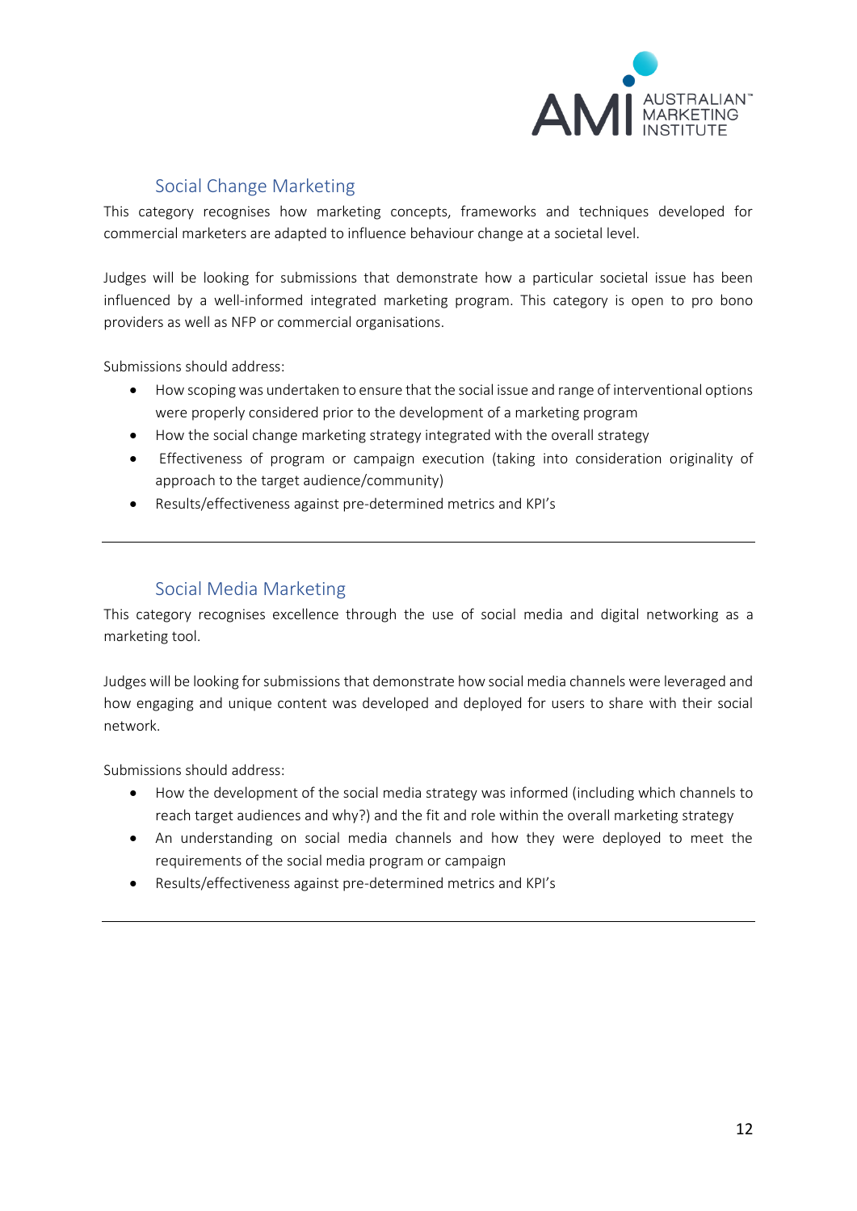## Social Change Marketing

This category recognises how marketing concepts, frameworks and techniques developed for commercial marketers are adapted to influence behaviour change at a societal level.

Judges will be looking for submissions that demonstrate how a particular societal issue has been influenced by a well-informed integrated marketing program. This category is open to pro bono providers as well as NFP or commercial organisations.

Submissions should address:

- How scoping was undertaken to ensure that the social issue and range of interventional options were properly considered prior to the development of a marketing program
- How the social change marketing strategy integrated with the overall strategy
- Effectiveness of program or campaign execution (taking into consideration originality of approach to the target audience/community)
- Results/effectiveness against pre-determined metrics and KPI's

---

## Social Media Marketing

This category recognises excellence through the use of social media and digital networking as a marketing tool.

Judges will be looking for submissions that demonstrate how social media channels were leveraged and how engaging and unique content was developed and deployed for users to share with their social network.

Submissions should address:

- How the development of the social media strategy was informed (including which channels to reach target audiences and why?) and the fit and role within the overall marketing strategy
- An understanding on social media channels and how they were deployed to meet the requirements of the social media program or campaign
- Results/effectiveness against pre-determined metrics and KPI's

---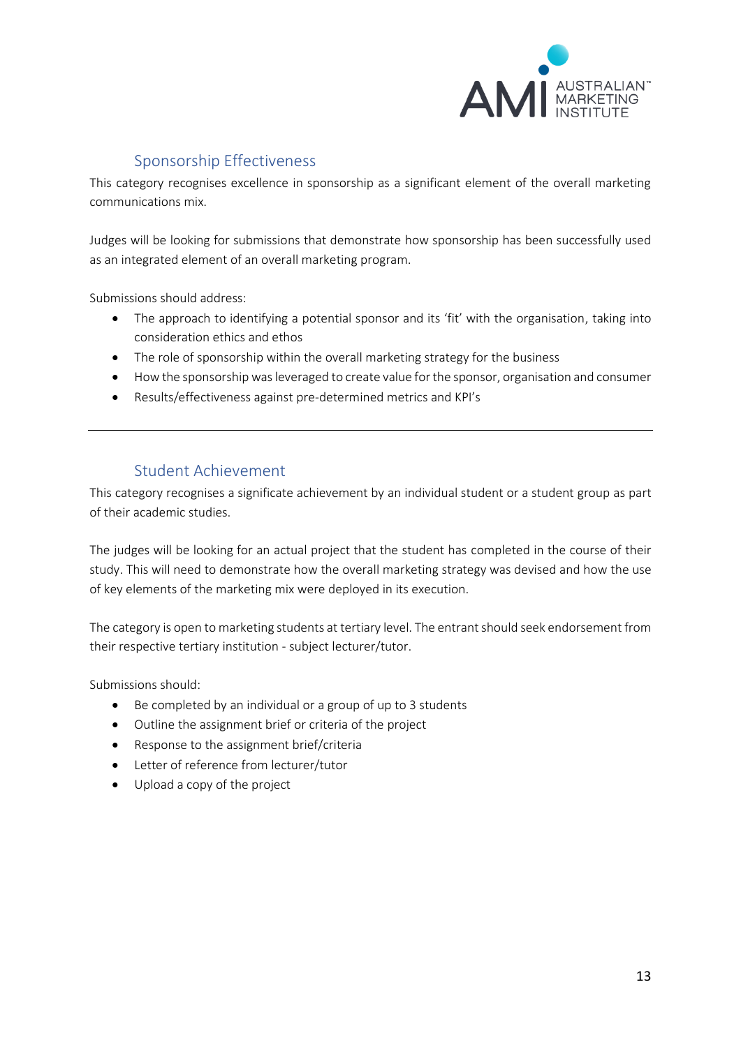## Sponsorship Effectiveness

This category recognises excellence in sponsorship as a significant element of the overall marketing communications mix.

Judges will be looking for submissions that demonstrate how sponsorship has been successfully used as an integrated element of an overall marketing program.

Submissions should address:

- The approach to identifying a potential sponsor and its 'fit' with the organisation, taking into consideration ethics and ethos
- The role of sponsorship within the overall marketing strategy for the business
- How the sponsorship was leveraged to create value for the sponsor, organisation and consumer
- Results/effectiveness against pre-determined metrics and KPI's

---

## Student Achievement

This category recognises a significate achievement by an individual student or a student group as part of their academic studies.

The judges will be looking for an actual project that the student has completed in the course of their study. This will need to demonstrate how the overall marketing strategy was devised and how the use of key elements of the marketing mix were deployed in its execution.

The category is open to marketing students at tertiary level. The entrant should seek endorsement from their respective tertiary institution - subject lecturer/tutor.

Submissions should:

- Be completed by an individual or a group of up to 3 students
- Outline the assignment brief or criteria of the project
- Response to the assignment brief/criteria
- Letter of reference from lecturer/tutor
- Upload a copy of the project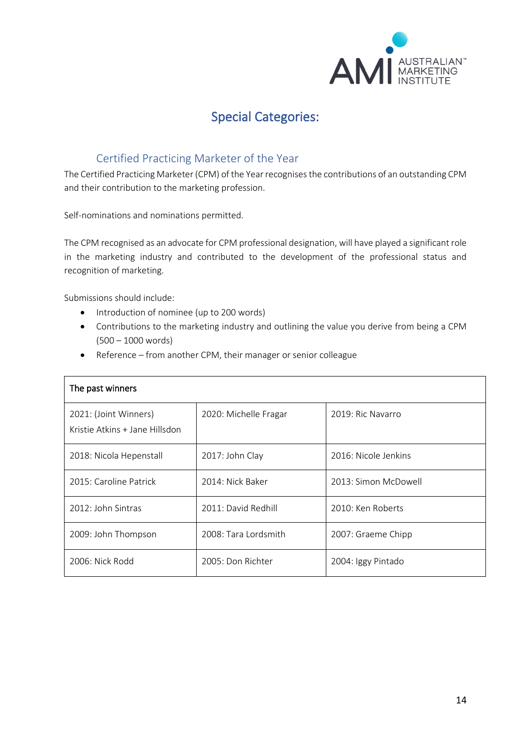# Special Categories:

## Certified Practicing Marketer of the Year

The Certified Practicing Marketer (CPM) of the Year recognises the contributions of an outstanding CPM and their contribution to the marketing profession.

Self-nominations and nominations permitted.

The CPM recognised as an advocate for CPM professional designation, will have played a significant role in the marketing industry and contributed to the development of the professional status and recognition of marketing.

Submissions should include:

- Introduction of nominee (up to 200 words)
- Contributions to the marketing industry and outlining the value you derive from being a CPM (500 – 1000 words)
- Reference – from another CPM, their manager or senior colleague

| The past winners | | |
|---|---|---|
| 2021: (Joint Winners) Kristie Atkins + Jane Hillsdon | 2020: Michelle Fragar | 2019: Ric Navarro |
| 2018: Nicola Hepenstall | 2017: John Clay | 2016: Nicole Jenkins |
| 2015: Caroline Patrick | 2014: Nick Baker | 2013: Simon McDowell |
| 2012: John Sintras | 2011: David Redhill | 2010: Ken Roberts |
| 2009: John Thompson | 2008: Tara Lordsmith | 2007: Graeme Chipp |
| 2006: Nick Rodd | 2005: Don Richter | 2004: Iggy Pintado |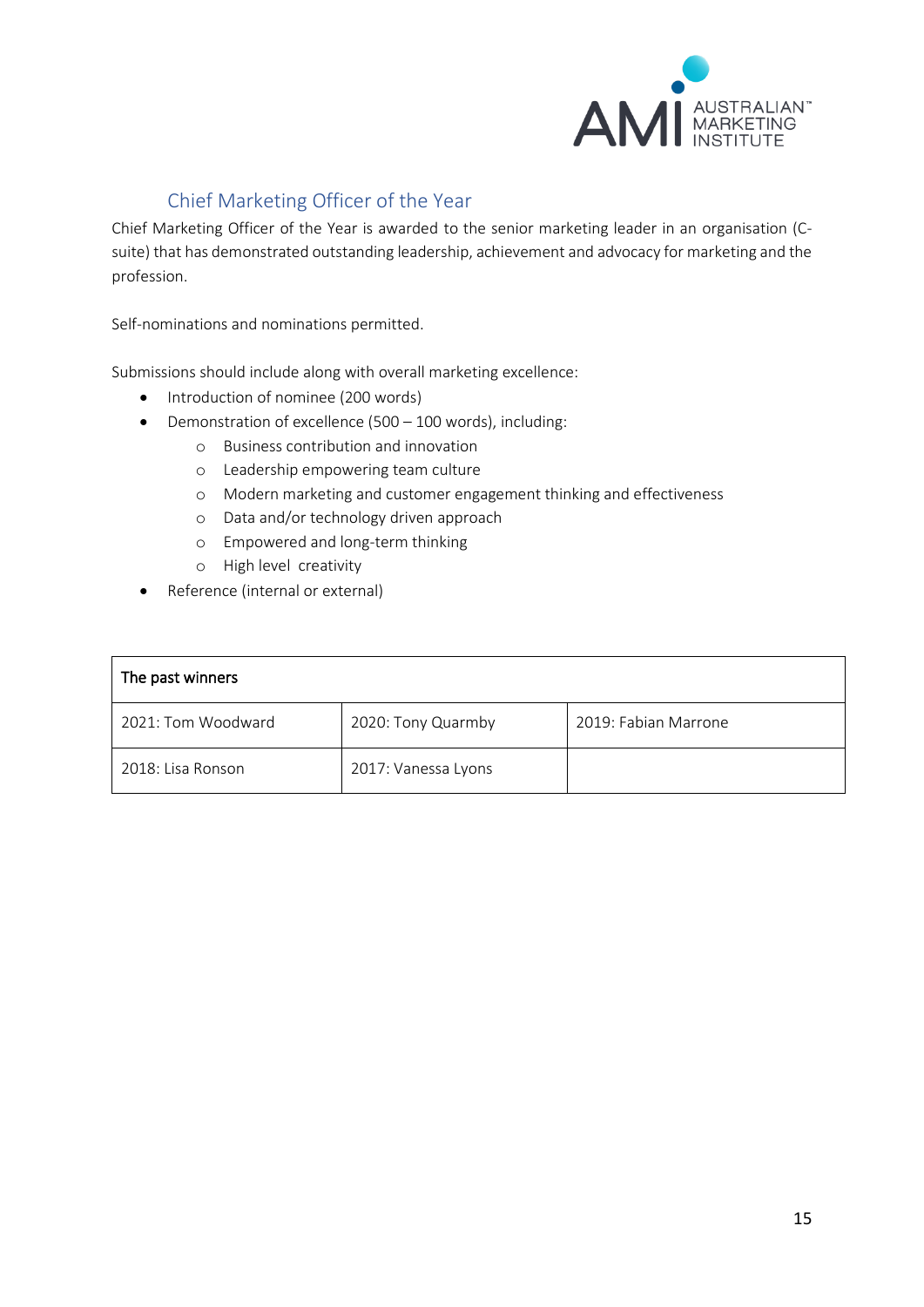## Chief Marketing Officer of the Year

Chief Marketing Officer of the Year is awarded to the senior marketing leader in an organisation (C-suite) that has demonstrated outstanding leadership, achievement and advocacy for marketing and the profession.

Self-nominations and nominations permitted.

Submissions should include along with overall marketing excellence:

- Introduction of nominee (200 words)
- Demonstration of excellence (500 – 100 words), including:
  - Business contribution and innovation
  - Leadership empowering team culture
  - Modern marketing and customer engagement thinking and effectiveness
  - Data and/or technology driven approach
  - Empowered and long-term thinking
  - High level creativity
- Reference (internal or external)

| The past winners | | |
|---|---|---|
| 2021: Tom Woodward | 2020: Tony Quarmby | 2019: Fabian Marrone |
| 2018: Lisa Ronson | 2017: Vanessa Lyons | |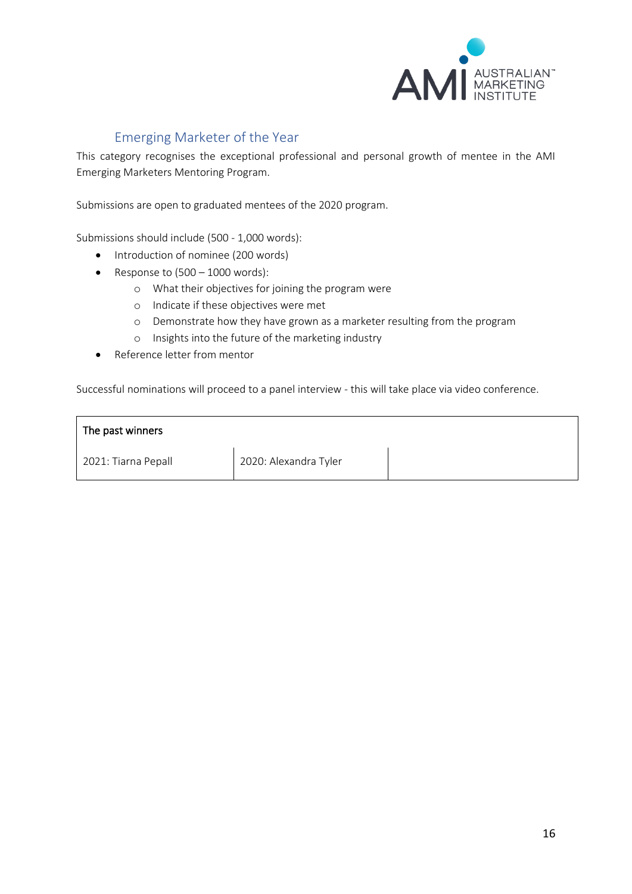## Emerging Marketer of the Year

This category recognises the exceptional professional and personal growth of mentee in the AMI Emerging Marketers Mentoring Program.

Submissions are open to graduated mentees of the 2020 program.

Submissions should include (500 - 1,000 words):

- Introduction of nominee (200 words)
- Response to (500 – 1000 words):
  - What their objectives for joining the program were
  - Indicate if these objectives were met
  - Demonstrate how they have grown as a marketer resulting from the program
  - Insights into the future of the marketing industry
- Reference letter from mentor

Successful nominations will proceed to a panel interview - this will take place via video conference.

| The past winners | | |
|---|---|---|
| 2021: Tiarna Pepall | 2020: Alexandra Tyler | |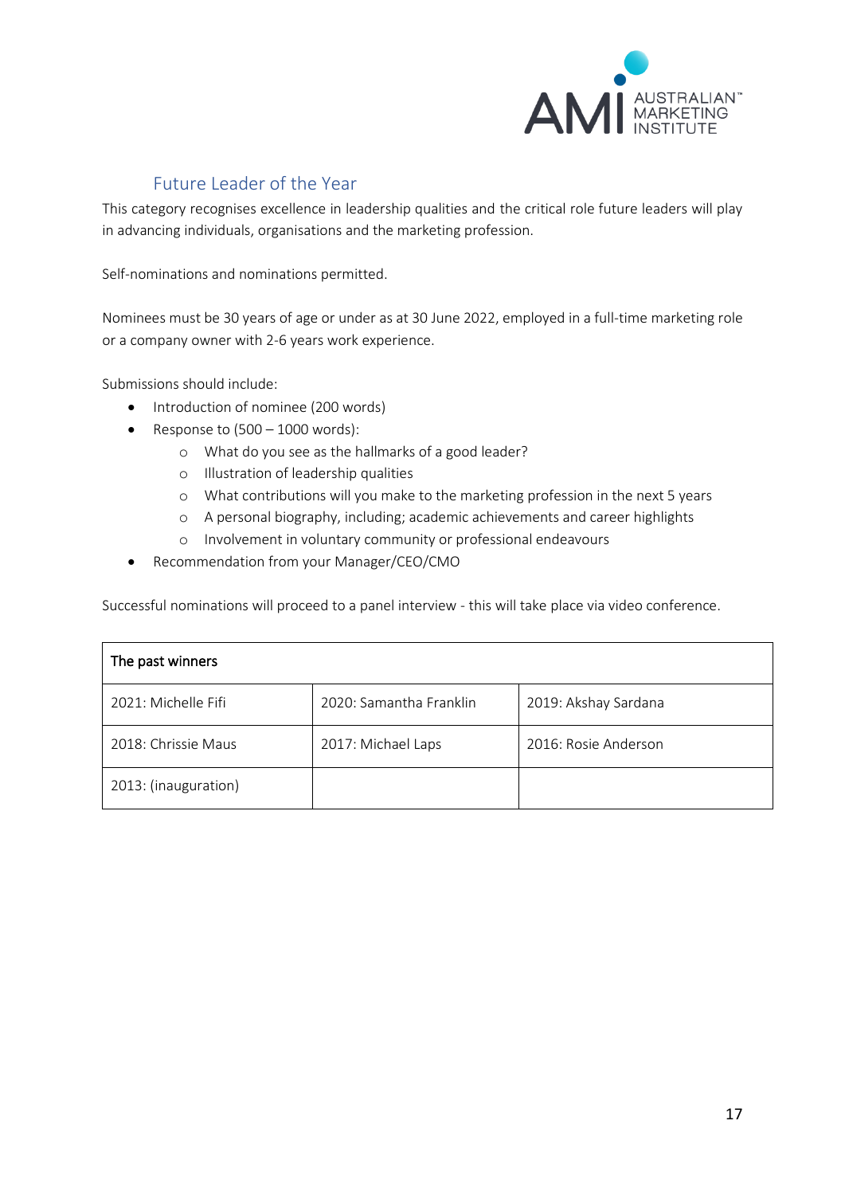## Future Leader of the Year

This category recognises excellence in leadership qualities and the critical role future leaders will play in advancing individuals, organisations and the marketing profession.

Self-nominations and nominations permitted.

Nominees must be 30 years of age or under as at 30 June 2022, employed in a full-time marketing role or a company owner with 2-6 years work experience.

Submissions should include:

- Introduction of nominee (200 words)
- Response to (500 – 1000 words):
  - What do you see as the hallmarks of a good leader?
  - Illustration of leadership qualities
  - What contributions will you make to the marketing profession in the next 5 years
  - A personal biography, including; academic achievements and career highlights
  - Involvement in voluntary community or professional endeavours
- Recommendation from your Manager/CEO/CMO

Successful nominations will proceed to a panel interview - this will take place via video conference.

| The past winners | | |
|---|---|---|
| 2021: Michelle Fifi | 2020: Samantha Franklin | 2019: Akshay Sardana |
| 2018: Chrissie Maus | 2017: Michael Laps | 2016: Rosie Anderson |
| 2013: (inauguration) | | |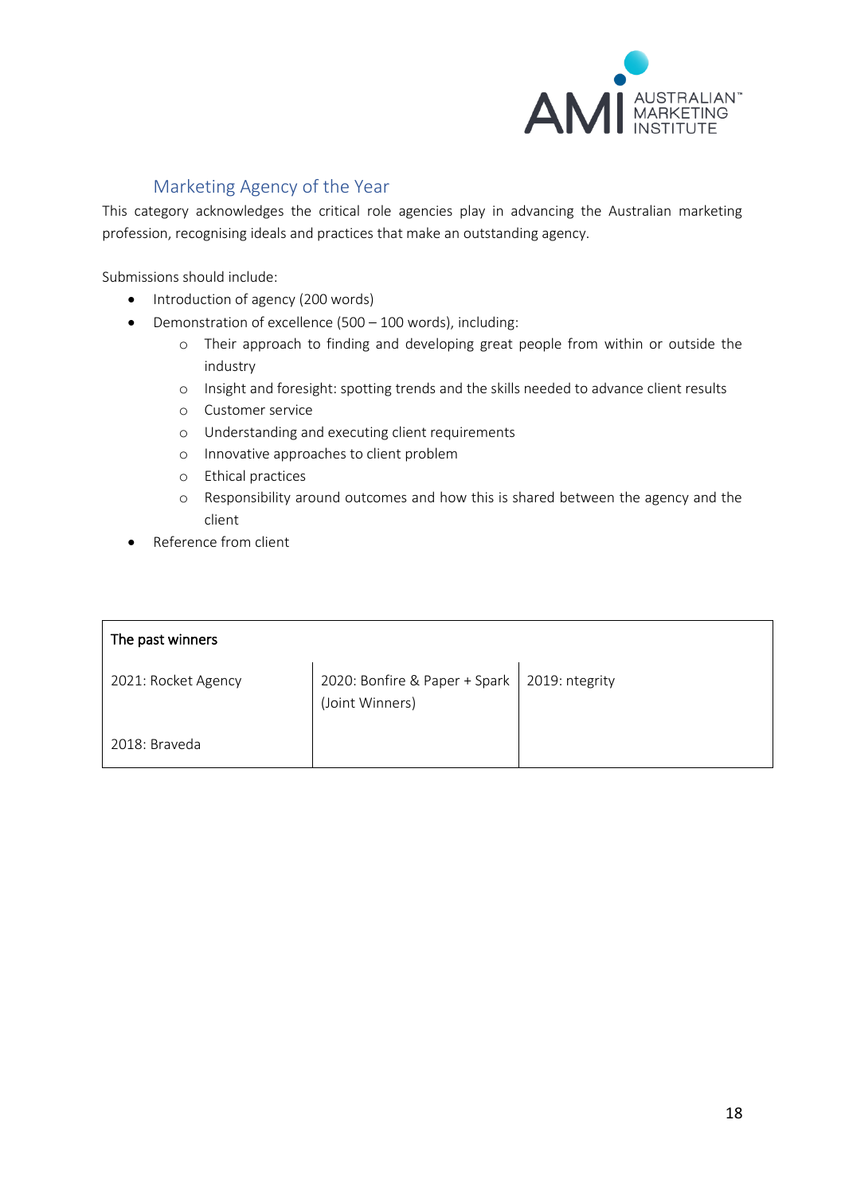## Marketing Agency of the Year

This category acknowledges the critical role agencies play in advancing the Australian marketing profession, recognising ideals and practices that make an outstanding agency.

Submissions should include:

- Introduction of agency (200 words)
- Demonstration of excellence (500 – 100 words), including:
    - Their approach to finding and developing great people from within or outside the industry
    - Insight and foresight: spotting trends and the skills needed to advance client results
    - Customer service
    - Understanding and executing client requirements
    - Innovative approaches to client problem
    - Ethical practices
    - Responsibility around outcomes and how this is shared between the agency and the client
- Reference from client

| The past winners | | |
|---|---|---|
| 2021: Rocket Agency | 2020: Bonfire & Paper + Spark (Joint Winners) | 2019: ntegrity |
| 2018: Braveda | | |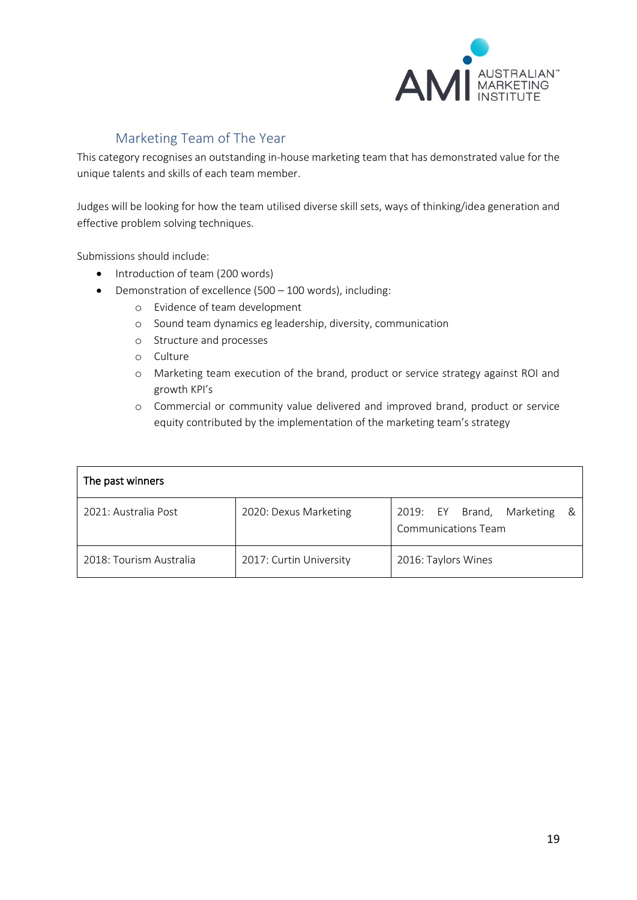## Marketing Team of The Year

This category recognises an outstanding in-house marketing team that has demonstrated value for the unique talents and skills of each team member.

Judges will be looking for how the team utilised diverse skill sets, ways of thinking/idea generation and effective problem solving techniques.

Submissions should include:

- Introduction of team (200 words)
- Demonstration of excellence (500 – 100 words), including:
  - Evidence of team development
  - Sound team dynamics eg leadership, diversity, communication
  - Structure and processes
  - Culture
  - Marketing team execution of the brand, product or service strategy against ROI and growth KPI's
  - Commercial or community value delivered and improved brand, product or service equity contributed by the implementation of the marketing team's strategy

| The past winners | | |
|---|---|---|
| 2021: Australia Post | 2020: Dexus Marketing | 2019: EY Brand, Marketing & Communications Team |
| 2018: Tourism Australia | 2017: Curtin University | 2016: Taylors Wines |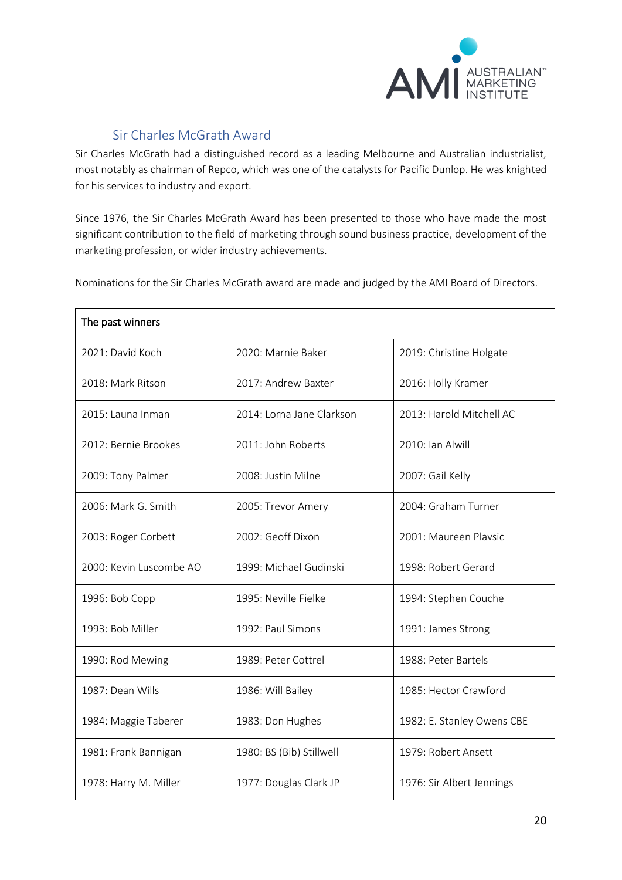## Sir Charles McGrath Award

Sir Charles McGrath had a distinguished record as a leading Melbourne and Australian industrialist, most notably as chairman of Repco, which was one of the catalysts for Pacific Dunlop. He was knighted for his services to industry and export.

Since 1976, the Sir Charles McGrath Award has been presented to those who have made the most significant contribution to the field of marketing through sound business practice, development of the marketing profession, or wider industry achievements.

Nominations for the Sir Charles McGrath award are made and judged by the AMI Board of Directors.

| The past winners | | |
|---|---|---|
| 2021: David Koch | 2020: Marnie Baker | 2019: Christine Holgate |
| 2018: Mark Ritson | 2017: Andrew Baxter | 2016: Holly Kramer |
| 2015: Launa Inman | 2014: Lorna Jane Clarkson | 2013: Harold Mitchell AC |
| 2012: Bernie Brookes | 2011: John Roberts | 2010: Ian Alwill |
| 2009: Tony Palmer | 2008: Justin Milne | 2007: Gail Kelly |
| 2006: Mark G. Smith | 2005: Trevor Amery | 2004: Graham Turner |
| 2003: Roger Corbett | 2002: Geoff Dixon | 2001: Maureen Plavsic |
| 2000: Kevin Luscombe AO | 1999: Michael Gudinski | 1998: Robert Gerard |
| 1996: Bob Copp | 1995: Neville Fielke | 1994: Stephen Couche |
| 1993: Bob Miller | 1992: Paul Simons | 1991: James Strong |
| 1990: Rod Mewing | 1989: Peter Cottrel | 1988: Peter Bartels |
| 1987: Dean Wills | 1986: Will Bailey | 1985: Hector Crawford |
| 1984: Maggie Taberer | 1983: Don Hughes | 1982: E. Stanley Owens CBE |
| 1981: Frank Bannigan | 1980: BS (Bib) Stillwell | 1979: Robert Ansett |
| 1978: Harry M. Miller | 1977: Douglas Clark JP | 1976: Sir Albert Jennings |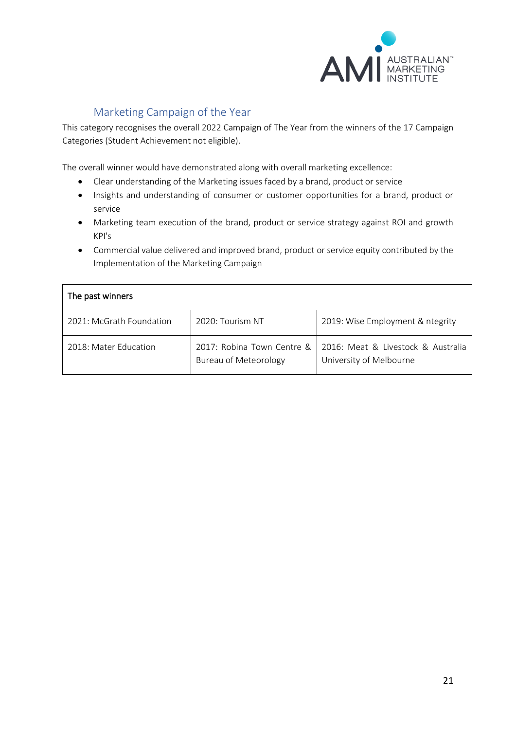## Marketing Campaign of the Year

This category recognises the overall 2022 Campaign of The Year from the winners of the 17 Campaign Categories (Student Achievement not eligible).

The overall winner would have demonstrated along with overall marketing excellence:

- Clear understanding of the Marketing issues faced by a brand, product or service
- Insights and understanding of consumer or customer opportunities for a brand, product or service
- Marketing team execution of the brand, product or service strategy against ROI and growth KPI's
- Commercial value delivered and improved brand, product or service equity contributed by the Implementation of the Marketing Campaign

| The past winners | | |
|---|---|---|
| 2021: McGrath Foundation | 2020: Tourism NT | 2019: Wise Employment & ntegrity |
| 2018: Mater Education | 2017: Robina Town Centre & Bureau of Meteorology | 2016: Meat & Livestock & Australia University of Melbourne |